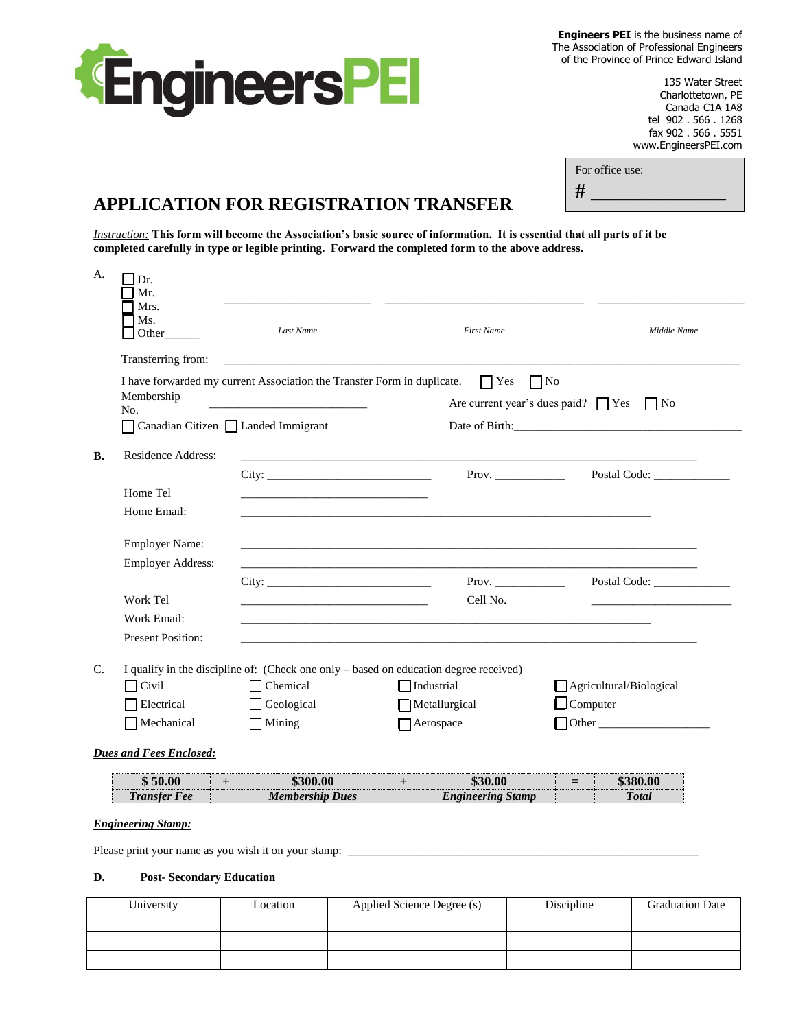**EngineersPEI**

**Engineers PEI** is the business name of
The Association of Professional Engineers
of the Province of Prince Edward Island

135 Water Street
Charlottetown, PE
Canada C1A 1A8
tel 902 . 566 . 1268
fax 902 . 566 . 5551
www.EngineersPEI.com

For office use:
# ______________

# APPLICATION FOR REGISTRATION TRANSFER

*Instruction:* **This form will become the Association's basic source of information. It is essential that all parts of it be completed carefully in type or legible printing. Forward the completed form to the above address.**

A.

☐ Dr.
☐ Mr.
☐ Mrs.
☐ Ms.
☐ Other______

________________________ ________________________ ________________________
*Last Name* *First Name* *Middle Name*

Transferring from: ____________________________________________

I have forwarded my current Association the Transfer Form in duplicate. ☐ Yes ☐ No

Membership No. ______________________

Are current year's dues paid? ☐ Yes ☐ No

☐ Canadian Citizen ☐ Landed Immigrant

Date of Birth: ______________________________

**B.** Residence Address: ____________________________________________

City: ________________ Prov. __________ Postal Code: ___________

Home Tel ______________________

Home Email: ____________________________________________

Employer Name: ____________________________________________

Employer Address: ____________________________________________

City: ________________ Prov. __________ Postal Code: ___________

Work Tel ______________________ Cell No. ______________________

Work Email: ____________________________________________

Present Position: ____________________________________________

C. I qualify in the discipline of: (Check one only – based on education degree received)

☐ Civil ☐ Chemical ☐ Industrial ☐ Agricultural/Biological
☐ Electrical ☐ Geological ☐ Metallurgical ☐ Computer
☐ Mechanical ☐ Mining ☐ Aerospace ☐ Other ________________

***Dues and Fees Enclosed:***

| $ 50.00 | + | $300.00 | + | $30.00 | = | $380.00 |
|---|---|---|---|---|---|---|
| *Transfer Fee* | | *Membership Dues* | | *Engineering Stamp* | | *Total* |

***Engineering Stamp:***

Please print your name as you wish it on your stamp: ____________________________________________

**D. Post- Secondary Education**

| University | Location | Applied Science Degree (s) | Discipline | Graduation Date |
|---|---|---|---|---|
| | | | | |
| | | | | |
| | | | | |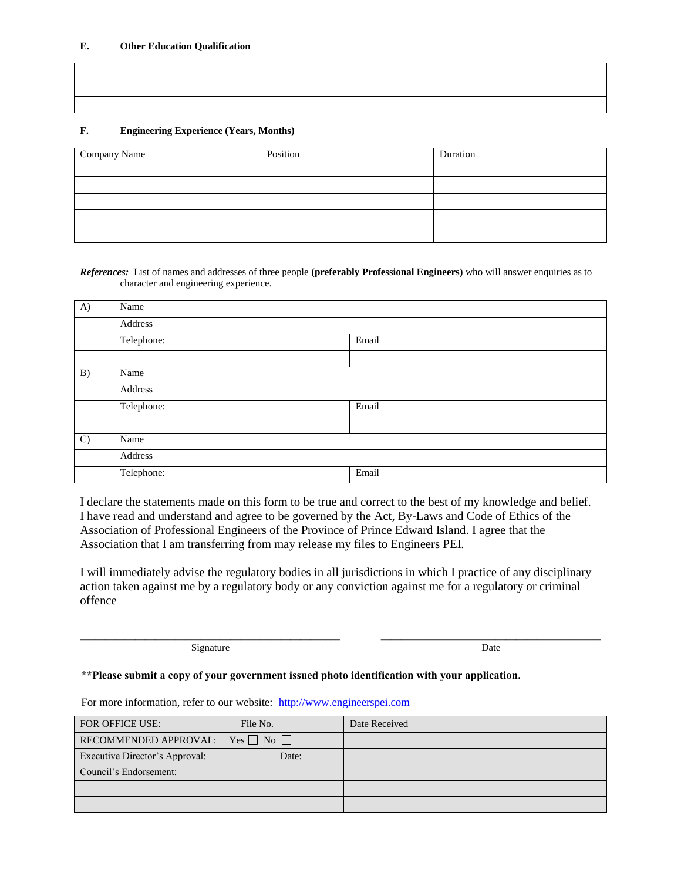**E. Other Education Qualification**

| |
|---|
| |
| |
| |

**F. Engineering Experience (Years, Months)**

| Company Name | Position | Duration |
|---|---|---|
| | | |
| | | |
| | | |
| | | |
| | | |

***References:*** List of names and addresses of three people **(preferably Professional Engineers)** who will answer enquiries as to character and engineering experience.

| | | | | |
|---|---|---|---|---|
| A) | Name | | | |
| | Address | | | |
| | Telephone: | | Email | |
| | | | | |
| B) | Name | | | |
| | Address | | | |
| | Telephone: | | Email | |
| | | | | |
| C) | Name | | | |
| | Address | | | |
| | Telephone: | | Email | |

I declare the statements made on this form to be true and correct to the best of my knowledge and belief. I have read and understand and agree to be governed by the Act, By-Laws and Code of Ethics of the Association of Professional Engineers of the Province of Prince Edward Island. I agree that the Association that I am transferring from may release my files to Engineers PEI.

I will immediately advise the regulatory bodies in all jurisdictions in which I practice of any disciplinary action taken against me by a regulatory body or any conviction against me for a regulatory or criminal offence

\_\_\_\_\_\_\_\_\_\_\_\_\_\_\_\_\_\_\_\_\_\_\_\_\_\_\_\_\_\_\_\_\_\_\_\_\_\_\_\_ &nbsp;&nbsp;&nbsp;&nbsp; \_\_\_\_\_\_\_\_\_\_\_\_\_\_\_\_\_\_\_\_\_\_\_\_\_\_\_\_\_\_\_\_\_\_\_\_

Signature &nbsp;&nbsp;&nbsp;&nbsp;&nbsp;&nbsp;&nbsp;&nbsp;&nbsp;&nbsp;&nbsp;&nbsp;&nbsp;&nbsp;&nbsp;&nbsp;&nbsp;&nbsp;&nbsp;&nbsp;&nbsp;&nbsp;&nbsp;&nbsp;&nbsp;&nbsp;&nbsp;&nbsp;&nbsp;&nbsp; Date

****Please submit a copy of your government issued photo identification with your application.**

For more information, refer to our website: [http://www.engineerspei.com](http://www.engineerspei.com)

| | |
|---|---|
| FOR OFFICE USE: File No. | Date Received |
| RECOMMENDED APPROVAL: Yes ☐ No ☐ | |
| Executive Director's Approval: Date: | |
| Council's Endorsement: | |
| | |
| | |